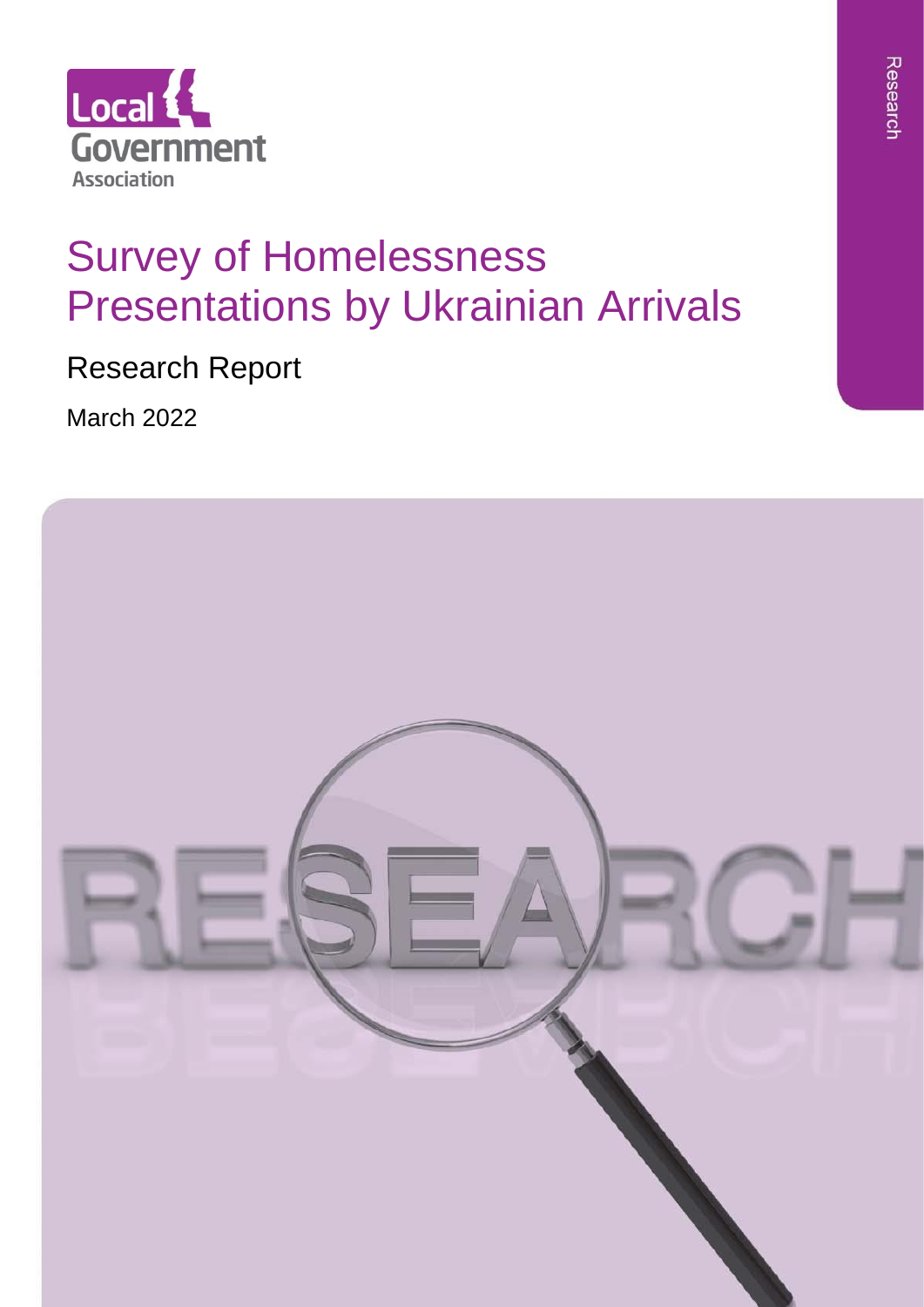Local Government Association

Research

# Survey of Homelessness Presentations by Ukrainian Arrivals

## Research Report

March 2022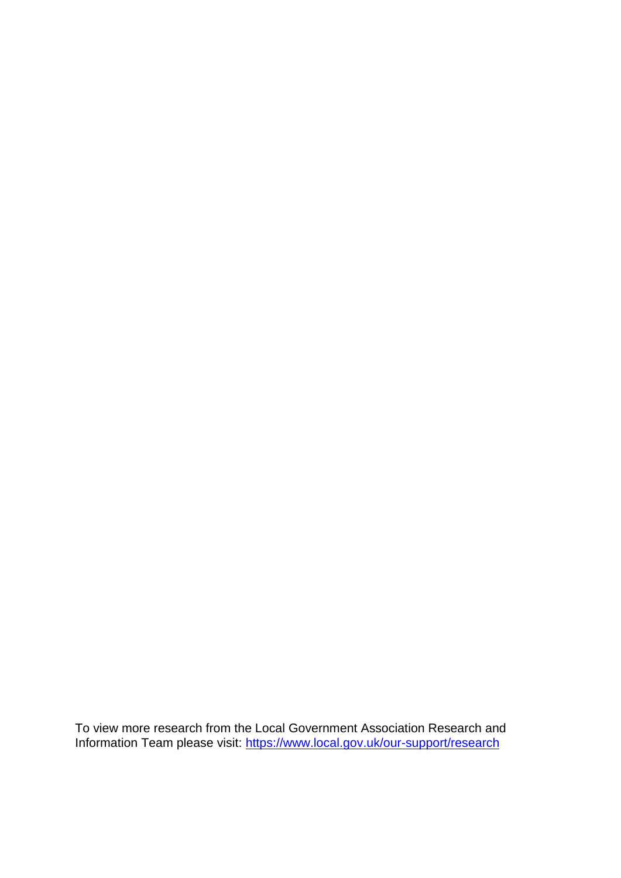To view more research from the Local Government Association Research and Information Team please visit: [https://www.local.gov.uk/our-support/research](https://www.local.gov.uk/our-support/research)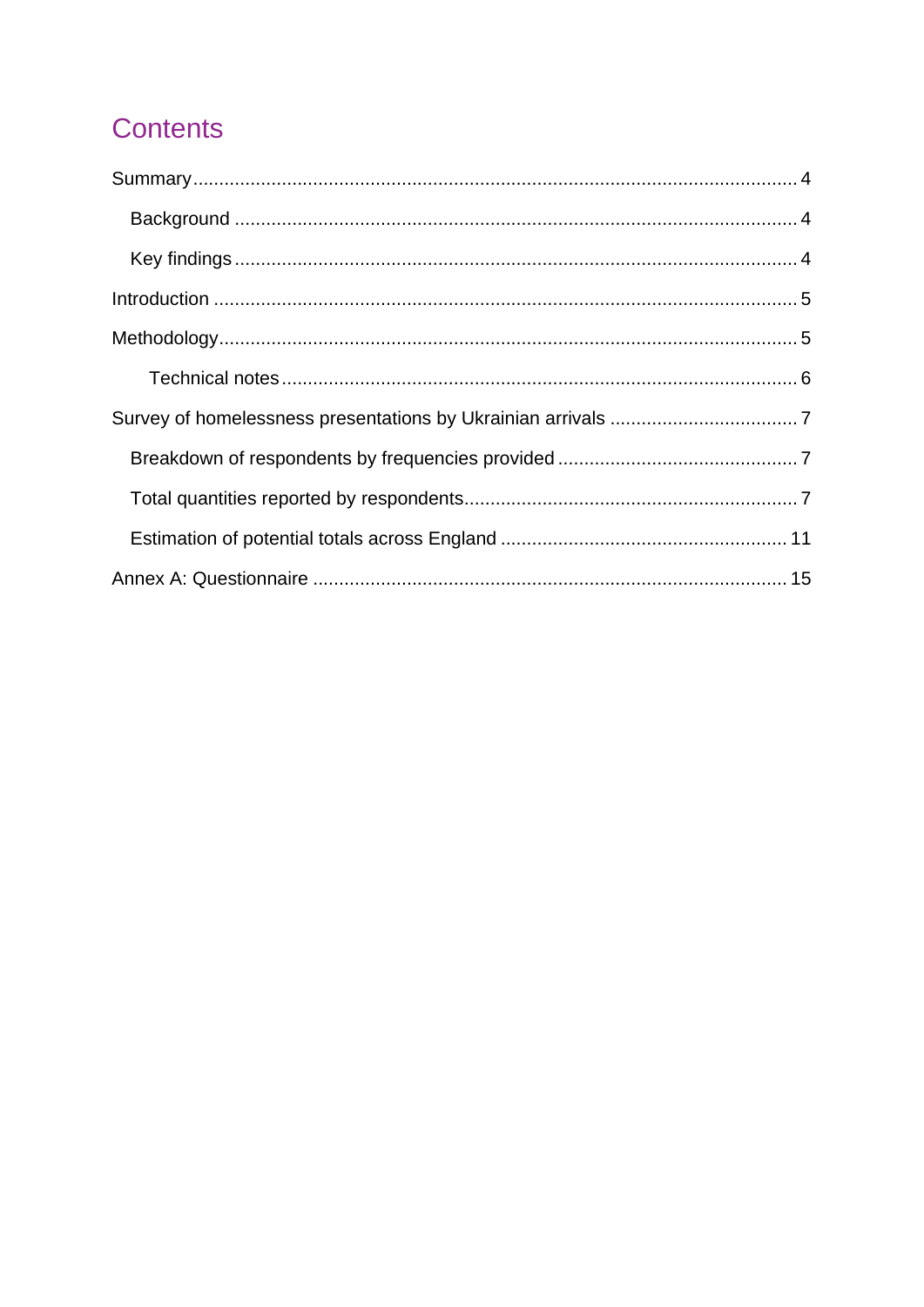# Contents

Summary ........ 4

- Background ........ 4
- Key findings ........ 4

Introduction ........ 5

Methodology ........ 5

- Technical notes ........ 6

Survey of homelessness presentations by Ukrainian arrivals ........ 7

- Breakdown of respondents by frequencies provided ........ 7
- Total quantities reported by respondents ........ 7
- Estimation of potential totals across England ........ 11

Annex A: Questionnaire ........ 15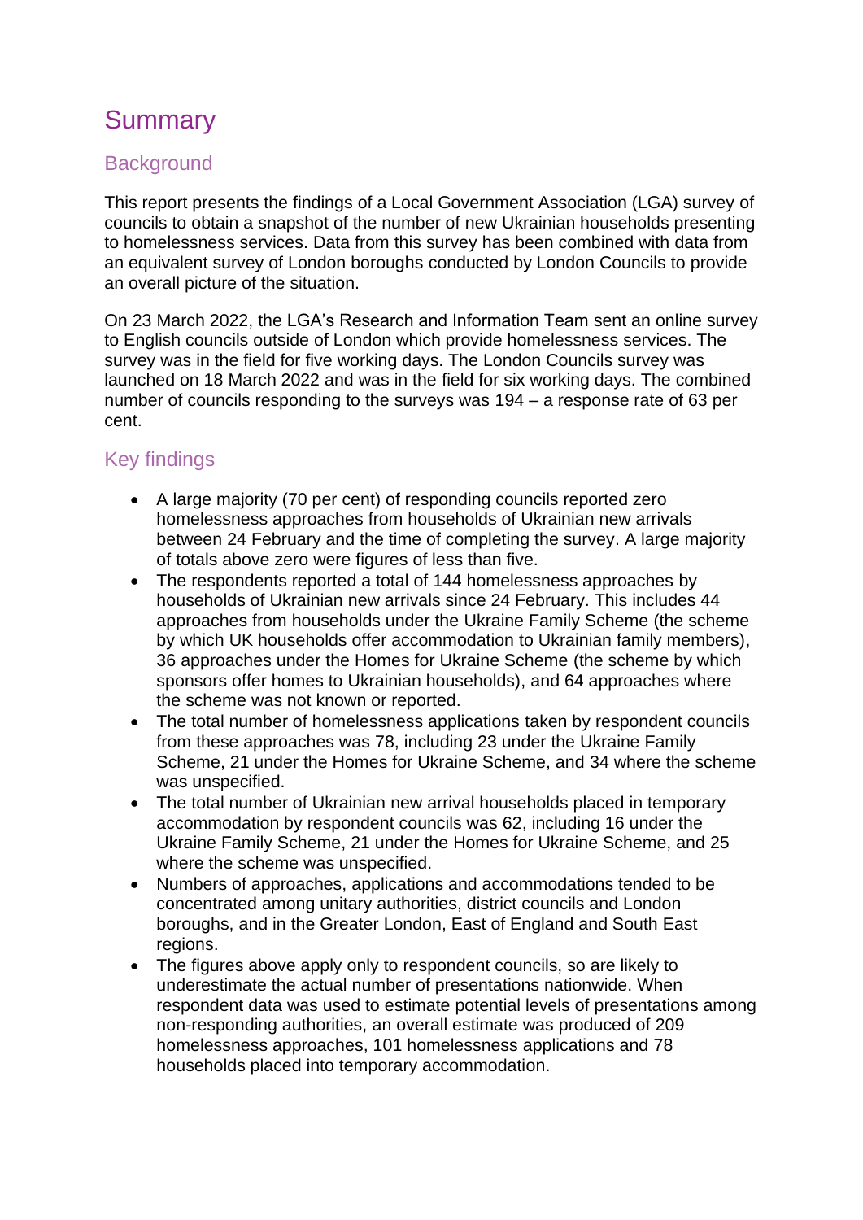# Summary

## Background

This report presents the findings of a Local Government Association (LGA) survey of councils to obtain a snapshot of the number of new Ukrainian households presenting to homelessness services. Data from this survey has been combined with data from an equivalent survey of London boroughs conducted by London Councils to provide an overall picture of the situation.

On 23 March 2022, the LGA's Research and Information Team sent an online survey to English councils outside of London which provide homelessness services. The survey was in the field for five working days. The London Councils survey was launched on 18 March 2022 and was in the field for six working days. The combined number of councils responding to the surveys was 194 – a response rate of 63 per cent.

## Key findings

- A large majority (70 per cent) of responding councils reported zero homelessness approaches from households of Ukrainian new arrivals between 24 February and the time of completing the survey. A large majority of totals above zero were figures of less than five.
- The respondents reported a total of 144 homelessness approaches by households of Ukrainian new arrivals since 24 February. This includes 44 approaches from households under the Ukraine Family Scheme (the scheme by which UK households offer accommodation to Ukrainian family members), 36 approaches under the Homes for Ukraine Scheme (the scheme by which sponsors offer homes to Ukrainian households), and 64 approaches where the scheme was not known or reported.
- The total number of homelessness applications taken by respondent councils from these approaches was 78, including 23 under the Ukraine Family Scheme, 21 under the Homes for Ukraine Scheme, and 34 where the scheme was unspecified.
- The total number of Ukrainian new arrival households placed in temporary accommodation by respondent councils was 62, including 16 under the Ukraine Family Scheme, 21 under the Homes for Ukraine Scheme, and 25 where the scheme was unspecified.
- Numbers of approaches, applications and accommodations tended to be concentrated among unitary authorities, district councils and London boroughs, and in the Greater London, East of England and South East regions.
- The figures above apply only to respondent councils, so are likely to underestimate the actual number of presentations nationwide. When respondent data was used to estimate potential levels of presentations among non-responding authorities, an overall estimate was produced of 209 homelessness approaches, 101 homelessness applications and 78 households placed into temporary accommodation.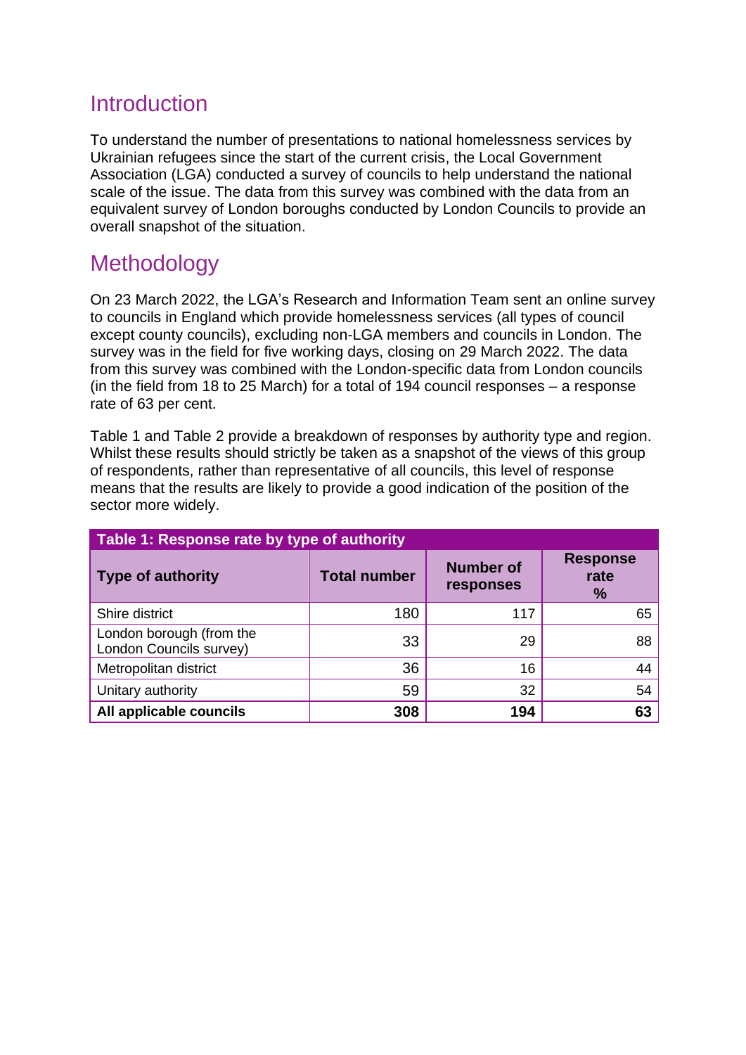## Introduction

To understand the number of presentations to national homelessness services by Ukrainian refugees since the start of the current crisis, the Local Government Association (LGA) conducted a survey of councils to help understand the national scale of the issue. The data from this survey was combined with the data from an equivalent survey of London boroughs conducted by London Councils to provide an overall snapshot of the situation.

## Methodology

On 23 March 2022, the LGA's Research and Information Team sent an online survey to councils in England which provide homelessness services (all types of council except county councils), excluding non-LGA members and councils in London. The survey was in the field for five working days, closing on 29 March 2022. The data from this survey was combined with the London-specific data from London councils (in the field from 18 to 25 March) for a total of 194 council responses – a response rate of 63 per cent.

Table 1 and Table 2 provide a breakdown of responses by authority type and region. Whilst these results should strictly be taken as a snapshot of the views of this group of respondents, rather than representative of all councils, this level of response means that the results are likely to provide a good indication of the position of the sector more widely.

**Table 1: Response rate by type of authority**

| Type of authority | Total number | Number of responses | Response rate % |
|---|---|---|---|
| Shire district | 180 | 117 | 65 |
| London borough (from the London Councils survey) | 33 | 29 | 88 |
| Metropolitan district | 36 | 16 | 44 |
| Unitary authority | 59 | 32 | 54 |
| **All applicable councils** | **308** | **194** | **63** |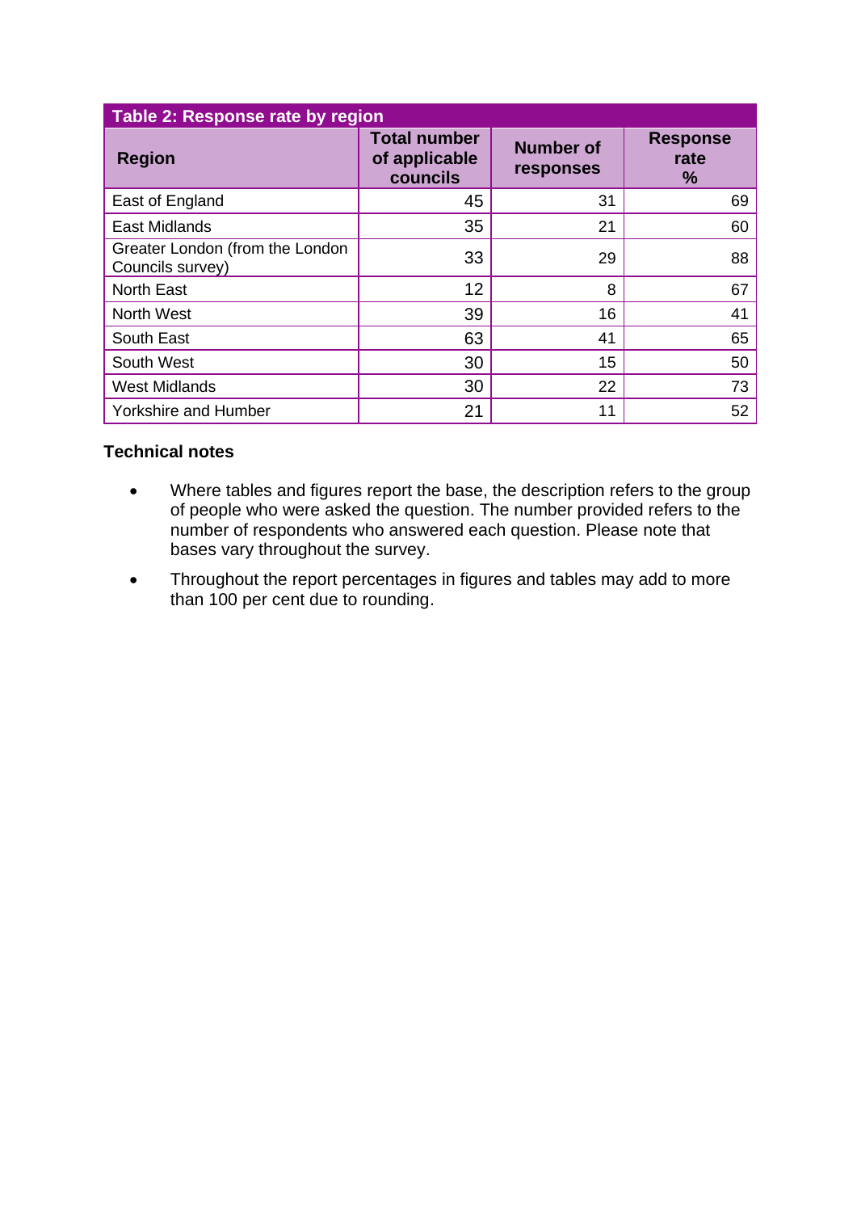**Table 2: Response rate by region**

| Region | Total number of applicable councils | Number of responses | Response rate % |
|---|---|---|---|
| East of England | 45 | 31 | 69 |
| East Midlands | 35 | 21 | 60 |
| Greater London (from the London Councils survey) | 33 | 29 | 88 |
| North East | 12 | 8 | 67 |
| North West | 39 | 16 | 41 |
| South East | 63 | 41 | 65 |
| South West | 30 | 15 | 50 |
| West Midlands | 30 | 22 | 73 |
| Yorkshire and Humber | 21 | 11 | 52 |

### Technical notes

- Where tables and figures report the base, the description refers to the group of people who were asked the question. The number provided refers to the number of respondents who answered each question. Please note that bases vary throughout the survey.
- Throughout the report percentages in figures and tables may add to more than 100 per cent due to rounding.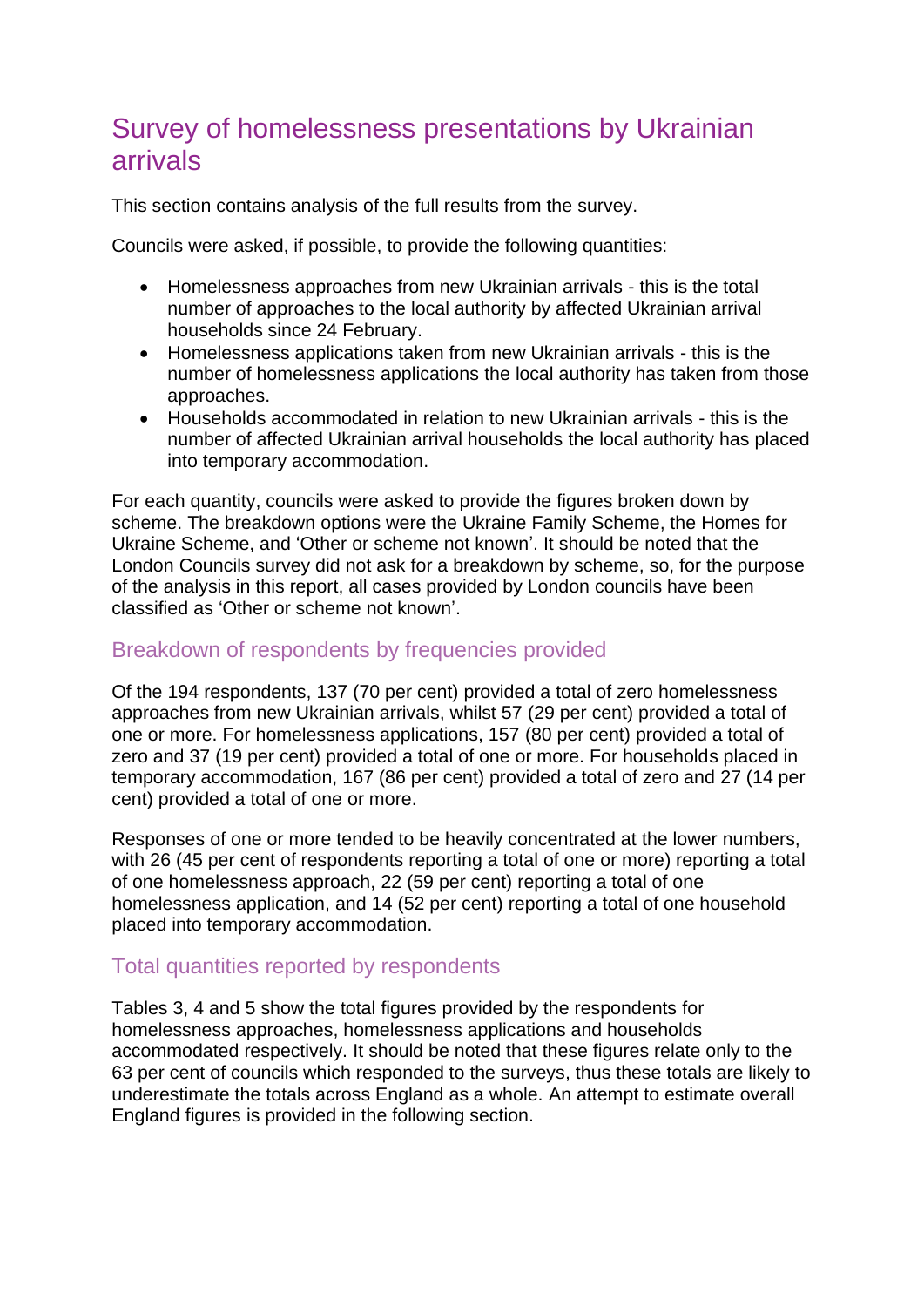# Survey of homelessness presentations by Ukrainian arrivals

This section contains analysis of the full results from the survey.

Councils were asked, if possible, to provide the following quantities:

- Homelessness approaches from new Ukrainian arrivals - this is the total number of approaches to the local authority by affected Ukrainian arrival households since 24 February.
- Homelessness applications taken from new Ukrainian arrivals - this is the number of homelessness applications the local authority has taken from those approaches.
- Households accommodated in relation to new Ukrainian arrivals - this is the number of affected Ukrainian arrival households the local authority has placed into temporary accommodation.

For each quantity, councils were asked to provide the figures broken down by scheme. The breakdown options were the Ukraine Family Scheme, the Homes for Ukraine Scheme, and 'Other or scheme not known'. It should be noted that the London Councils survey did not ask for a breakdown by scheme, so, for the purpose of the analysis in this report, all cases provided by London councils have been classified as 'Other or scheme not known'.

## Breakdown of respondents by frequencies provided

Of the 194 respondents, 137 (70 per cent) provided a total of zero homelessness approaches from new Ukrainian arrivals, whilst 57 (29 per cent) provided a total of one or more. For homelessness applications, 157 (80 per cent) provided a total of zero and 37 (19 per cent) provided a total of one or more. For households placed in temporary accommodation, 167 (86 per cent) provided a total of zero and 27 (14 per cent) provided a total of one or more.

Responses of one or more tended to be heavily concentrated at the lower numbers, with 26 (45 per cent of respondents reporting a total of one or more) reporting a total of one homelessness approach, 22 (59 per cent) reporting a total of one homelessness application, and 14 (52 per cent) reporting a total of one household placed into temporary accommodation.

## Total quantities reported by respondents

Tables 3, 4 and 5 show the total figures provided by the respondents for homelessness approaches, homelessness applications and households accommodated respectively. It should be noted that these figures relate only to the 63 per cent of councils which responded to the surveys, thus these totals are likely to underestimate the totals across England as a whole. An attempt to estimate overall England figures is provided in the following section.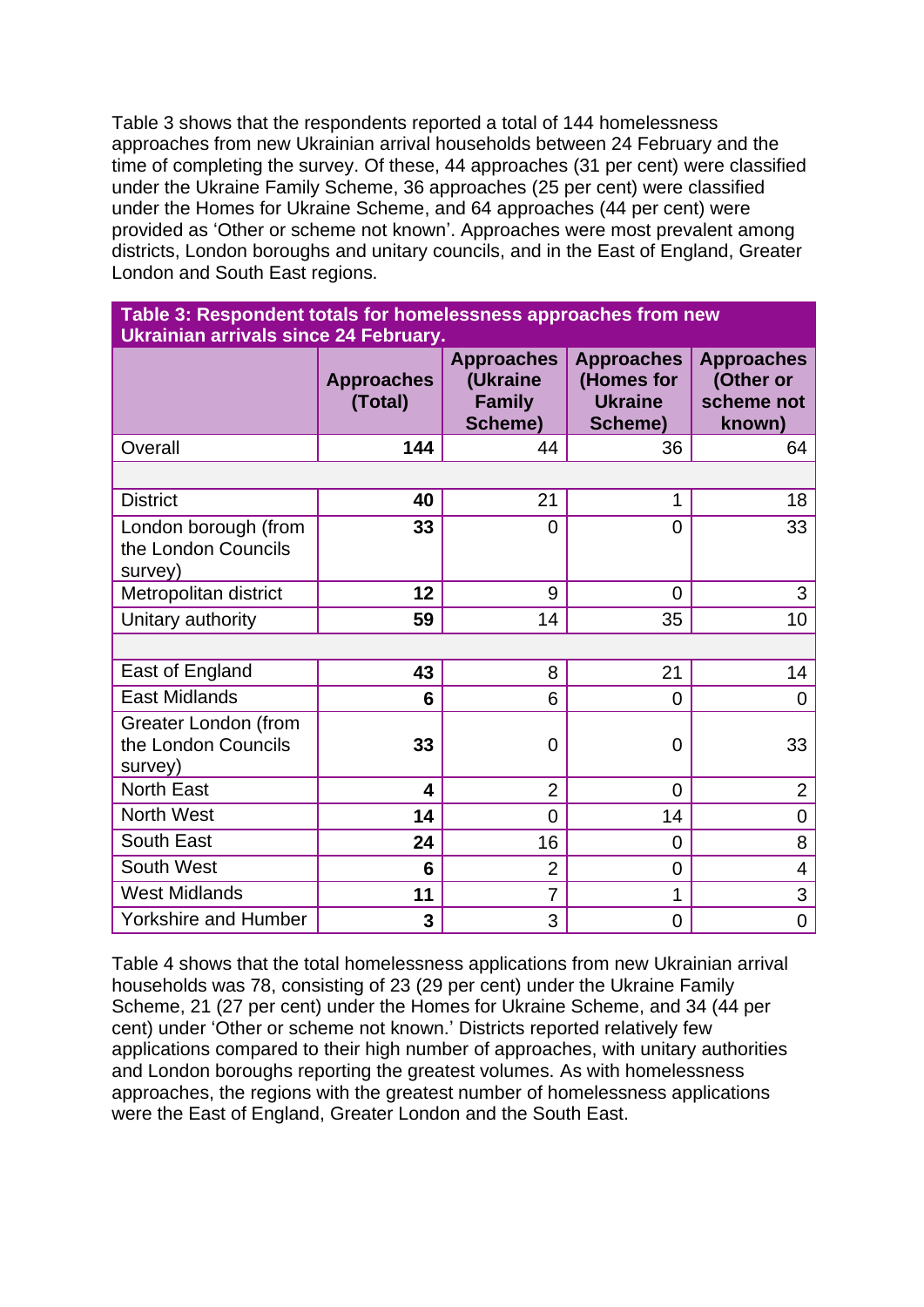Table 3 shows that the respondents reported a total of 144 homelessness approaches from new Ukrainian arrival households between 24 February and the time of completing the survey. Of these, 44 approaches (31 per cent) were classified under the Ukraine Family Scheme, 36 approaches (25 per cent) were classified under the Homes for Ukraine Scheme, and 64 approaches (44 per cent) were provided as 'Other or scheme not known'. Approaches were most prevalent among districts, London boroughs and unitary councils, and in the East of England, Greater London and South East regions.

**Table 3: Respondent totals for homelessness approaches from new Ukrainian arrivals since 24 February.**

| | Approaches (Total) | Approaches (Ukraine Family Scheme) | Approaches (Homes for Ukraine Scheme) | Approaches (Other or scheme not known) |
|---|---|---|---|---|
| Overall | **144** | 44 | 36 | 64 |
| | | | | |
| District | **40** | 21 | 1 | 18 |
| London borough (from the London Councils survey) | **33** | 0 | 0 | 33 |
| Metropolitan district | **12** | 9 | 0 | 3 |
| Unitary authority | **59** | 14 | 35 | 10 |
| | | | | |
| East of England | **43** | 8 | 21 | 14 |
| East Midlands | **6** | 6 | 0 | 0 |
| Greater London (from the London Councils survey) | **33** | 0 | 0 | 33 |
| North East | **4** | 2 | 0 | 2 |
| North West | **14** | 0 | 14 | 0 |
| South East | **24** | 16 | 0 | 8 |
| South West | **6** | 2 | 0 | 4 |
| West Midlands | **11** | 7 | 1 | 3 |
| Yorkshire and Humber | **3** | 3 | 0 | 0 |

Table 4 shows that the total homelessness applications from new Ukrainian arrival households was 78, consisting of 23 (29 per cent) under the Ukraine Family Scheme, 21 (27 per cent) under the Homes for Ukraine Scheme, and 34 (44 per cent) under 'Other or scheme not known.' Districts reported relatively few applications compared to their high number of approaches, with unitary authorities and London boroughs reporting the greatest volumes. As with homelessness approaches, the regions with the greatest number of homelessness applications were the East of England, Greater London and the South East.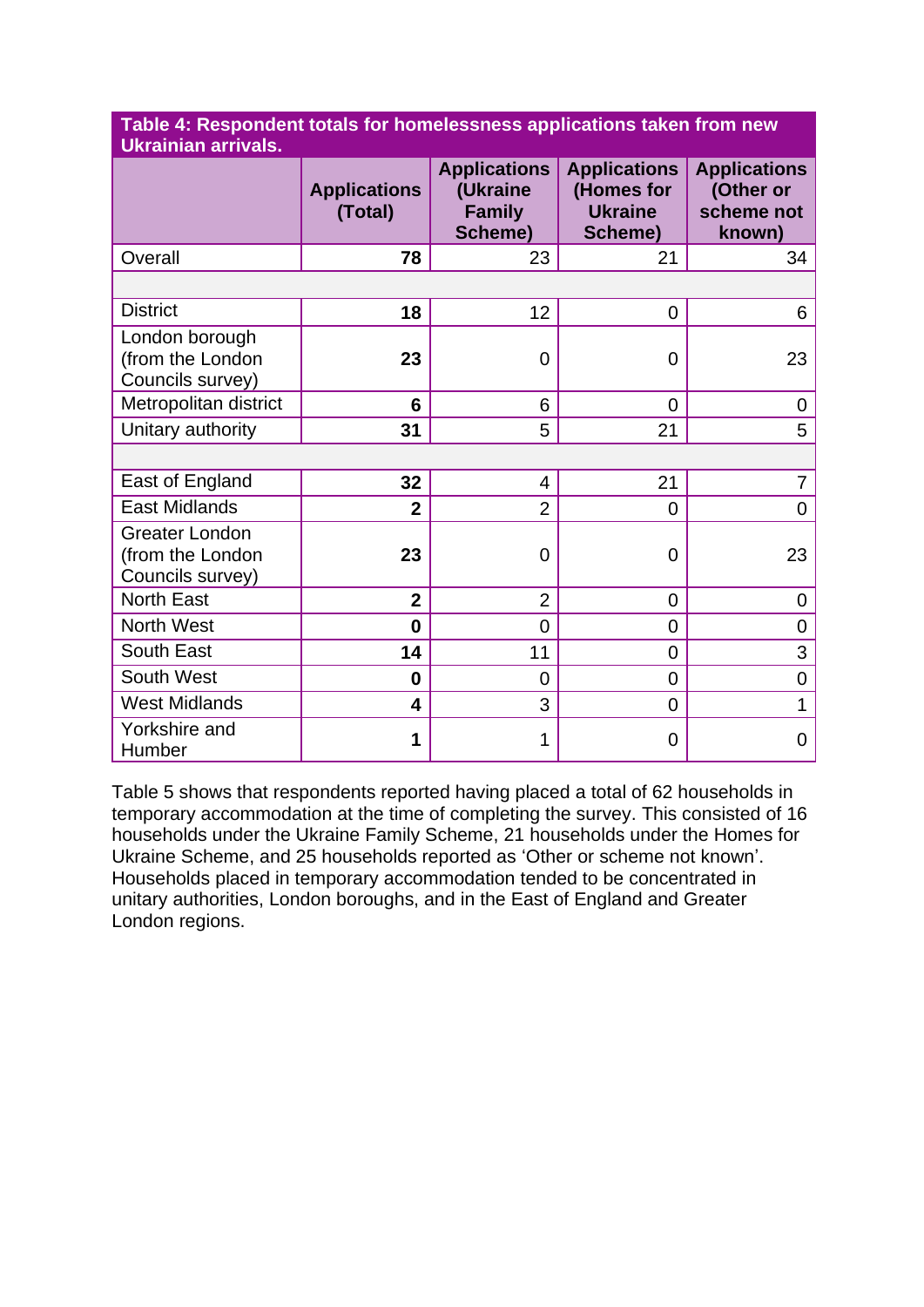**Table 4: Respondent totals for homelessness applications taken from new Ukrainian arrivals.**

| | Applications (Total) | Applications (Ukraine Family Scheme) | Applications (Homes for Ukraine Scheme) | Applications (Other or scheme not known) |
|---|---|---|---|---|
| Overall | **78** | 23 | 21 | 34 |
| | | | | |
| District | **18** | 12 | 0 | 6 |
| London borough (from the London Councils survey) | **23** | 0 | 0 | 23 |
| Metropolitan district | **6** | 6 | 0 | 0 |
| Unitary authority | **31** | 5 | 21 | 5 |
| | | | | |
| East of England | **32** | 4 | 21 | 7 |
| East Midlands | **2** | 2 | 0 | 0 |
| Greater London (from the London Councils survey) | **23** | 0 | 0 | 23 |
| North East | **2** | 2 | 0 | 0 |
| North West | **0** | 0 | 0 | 0 |
| South East | **14** | 11 | 0 | 3 |
| South West | **0** | 0 | 0 | 0 |
| West Midlands | **4** | 3 | 0 | 1 |
| Yorkshire and Humber | **1** | 1 | 0 | 0 |

Table 5 shows that respondents reported having placed a total of 62 households in temporary accommodation at the time of completing the survey. This consisted of 16 households under the Ukraine Family Scheme, 21 households under the Homes for Ukraine Scheme, and 25 households reported as 'Other or scheme not known'. Households placed in temporary accommodation tended to be concentrated in unitary authorities, London boroughs, and in the East of England and Greater London regions.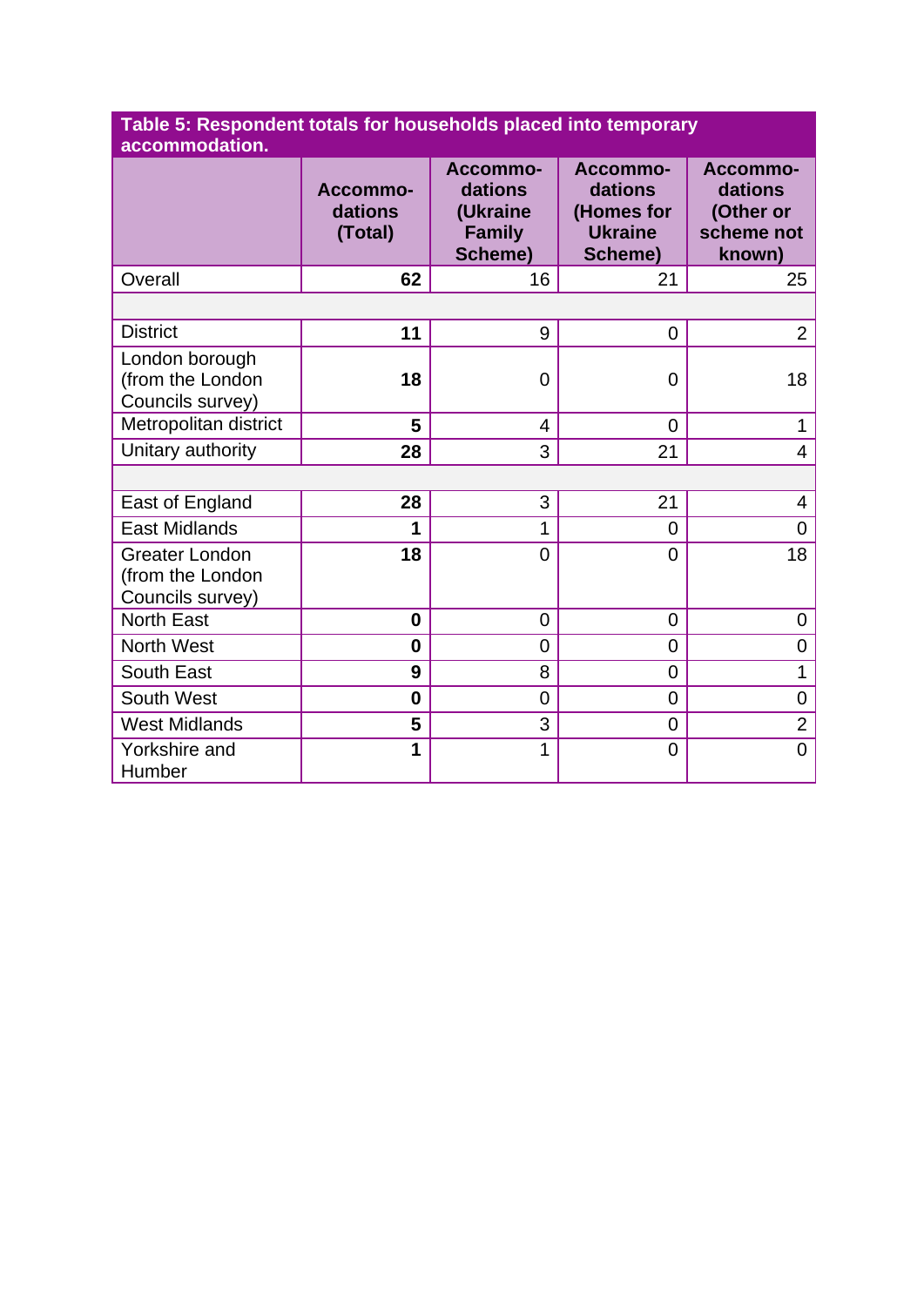**Table 5: Respondent totals for households placed into temporary accommodation.**

| | Accommo-dations (Total) | Accommo-dations (Ukraine Family Scheme) | Accommo-dations (Homes for Ukraine Scheme) | Accommo-dations (Other or scheme not known) |
|---|---|---|---|---|
| Overall | **62** | 16 | 21 | 25 |
| | | | | |
| District | **11** | 9 | 0 | 2 |
| London borough (from the London Councils survey) | **18** | 0 | 0 | 18 |
| Metropolitan district | **5** | 4 | 0 | 1 |
| Unitary authority | **28** | 3 | 21 | 4 |
| | | | | |
| East of England | **28** | 3 | 21 | 4 |
| East Midlands | **1** | 1 | 0 | 0 |
| Greater London (from the London Councils survey) | **18** | 0 | 0 | 18 |
| North East | **0** | 0 | 0 | 0 |
| North West | **0** | 0 | 0 | 0 |
| South East | **9** | 8 | 0 | 1 |
| South West | **0** | 0 | 0 | 0 |
| West Midlands | **5** | 3 | 0 | 2 |
| Yorkshire and Humber | **1** | 1 | 0 | 0 |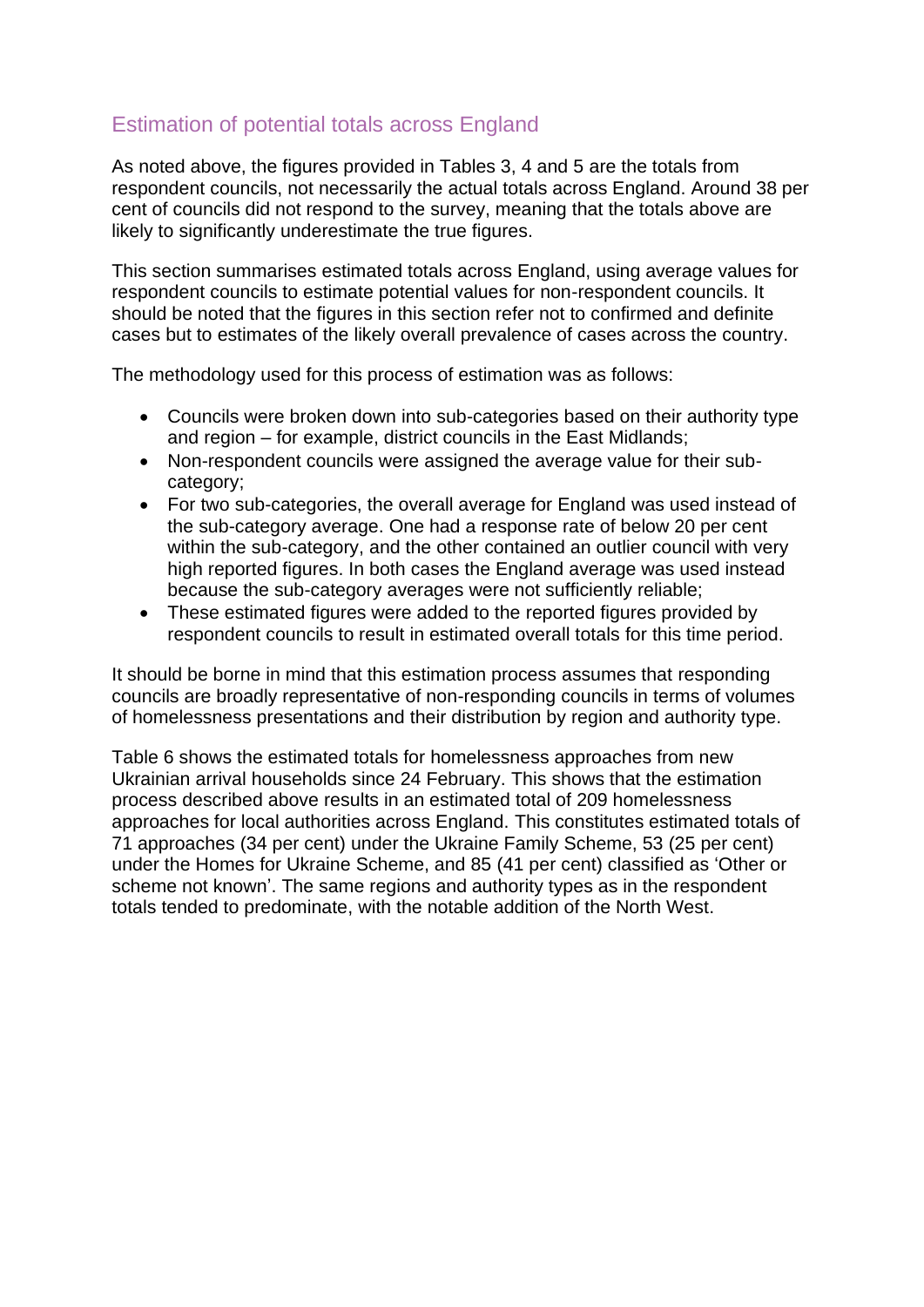## Estimation of potential totals across England

As noted above, the figures provided in Tables 3, 4 and 5 are the totals from respondent councils, not necessarily the actual totals across England. Around 38 per cent of councils did not respond to the survey, meaning that the totals above are likely to significantly underestimate the true figures.

This section summarises estimated totals across England, using average values for respondent councils to estimate potential values for non-respondent councils. It should be noted that the figures in this section refer not to confirmed and definite cases but to estimates of the likely overall prevalence of cases across the country.

The methodology used for this process of estimation was as follows:

- Councils were broken down into sub-categories based on their authority type and region – for example, district councils in the East Midlands;
- Non-respondent councils were assigned the average value for their sub-category;
- For two sub-categories, the overall average for England was used instead of the sub-category average. One had a response rate of below 20 per cent within the sub-category, and the other contained an outlier council with very high reported figures. In both cases the England average was used instead because the sub-category averages were not sufficiently reliable;
- These estimated figures were added to the reported figures provided by respondent councils to result in estimated overall totals for this time period.

It should be borne in mind that this estimation process assumes that responding councils are broadly representative of non-responding councils in terms of volumes of homelessness presentations and their distribution by region and authority type.

Table 6 shows the estimated totals for homelessness approaches from new Ukrainian arrival households since 24 February. This shows that the estimation process described above results in an estimated total of 209 homelessness approaches for local authorities across England. This constitutes estimated totals of 71 approaches (34 per cent) under the Ukraine Family Scheme, 53 (25 per cent) under the Homes for Ukraine Scheme, and 85 (41 per cent) classified as 'Other or scheme not known'. The same regions and authority types as in the respondent totals tended to predominate, with the notable addition of the North West.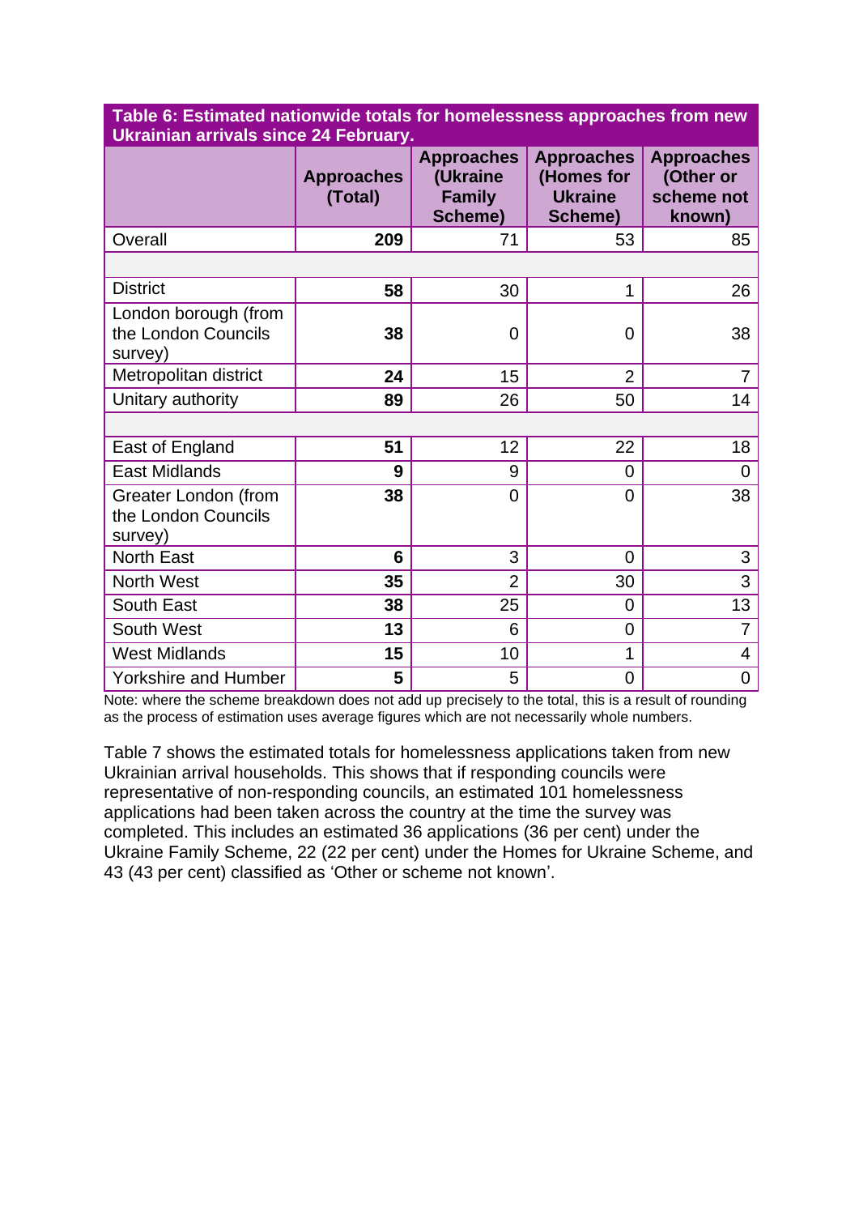**Table 6: Estimated nationwide totals for homelessness approaches from new Ukrainian arrivals since 24 February.**

| | Approaches (Total) | Approaches (Ukraine Family Scheme) | Approaches (Homes for Ukraine Scheme) | Approaches (Other or scheme not known) |
|---|---|---|---|---|
| Overall | **209** | 71 | 53 | 85 |
| | | | | |
| District | **58** | 30 | 1 | 26 |
| London borough (from the London Councils survey) | **38** | 0 | 0 | 38 |
| Metropolitan district | **24** | 15 | 2 | 7 |
| Unitary authority | **89** | 26 | 50 | 14 |
| | | | | |
| East of England | **51** | 12 | 22 | 18 |
| East Midlands | **9** | 9 | 0 | 0 |
| Greater London (from the London Councils survey) | **38** | 0 | 0 | 38 |
| North East | **6** | 3 | 0 | 3 |
| North West | **35** | 2 | 30 | 3 |
| South East | **38** | 25 | 0 | 13 |
| South West | **13** | 6 | 0 | 7 |
| West Midlands | **15** | 10 | 1 | 4 |
| Yorkshire and Humber | **5** | 5 | 0 | 0 |

Note: where the scheme breakdown does not add up precisely to the total, this is a result of rounding as the process of estimation uses average figures which are not necessarily whole numbers.

Table 7 shows the estimated totals for homelessness applications taken from new Ukrainian arrival households. This shows that if responding councils were representative of non-responding councils, an estimated 101 homelessness applications had been taken across the country at the time the survey was completed. This includes an estimated 36 applications (36 per cent) under the Ukraine Family Scheme, 22 (22 per cent) under the Homes for Ukraine Scheme, and 43 (43 per cent) classified as 'Other or scheme not known'.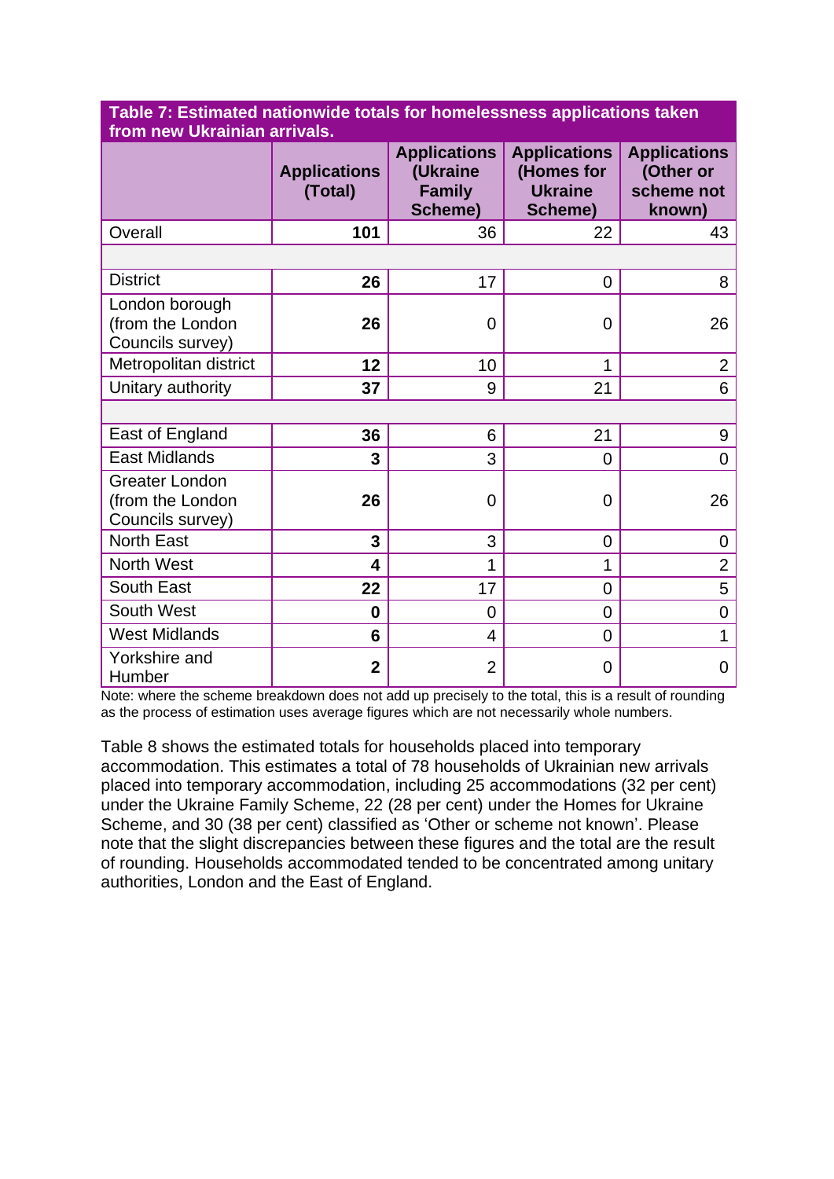**Table 7: Estimated nationwide totals for homelessness applications taken from new Ukrainian arrivals.**

| | Applications (Total) | Applications (Ukraine Family Scheme) | Applications (Homes for Ukraine Scheme) | Applications (Other or scheme not known) |
|---|---|---|---|---|
| Overall | **101** | 36 | 22 | 43 |
| | | | | |
| District | **26** | 17 | 0 | 8 |
| London borough (from the London Councils survey) | **26** | 0 | 0 | 26 |
| Metropolitan district | **12** | 10 | 1 | 2 |
| Unitary authority | **37** | 9 | 21 | 6 |
| | | | | |
| East of England | **36** | 6 | 21 | 9 |
| East Midlands | **3** | 3 | 0 | 0 |
| Greater London (from the London Councils survey) | **26** | 0 | 0 | 26 |
| North East | **3** | 3 | 0 | 0 |
| North West | **4** | 1 | 1 | 2 |
| South East | **22** | 17 | 0 | 5 |
| South West | **0** | 0 | 0 | 0 |
| West Midlands | **6** | 4 | 0 | 1 |
| Yorkshire and Humber | **2** | 2 | 0 | 0 |

Note: where the scheme breakdown does not add up precisely to the total, this is a result of rounding as the process of estimation uses average figures which are not necessarily whole numbers.

Table 8 shows the estimated totals for households placed into temporary accommodation. This estimates a total of 78 households of Ukrainian new arrivals placed into temporary accommodation, including 25 accommodations (32 per cent) under the Ukraine Family Scheme, 22 (28 per cent) under the Homes for Ukraine Scheme, and 30 (38 per cent) classified as 'Other or scheme not known'. Please note that the slight discrepancies between these figures and the total are the result of rounding. Households accommodated tended to be concentrated among unitary authorities, London and the East of England.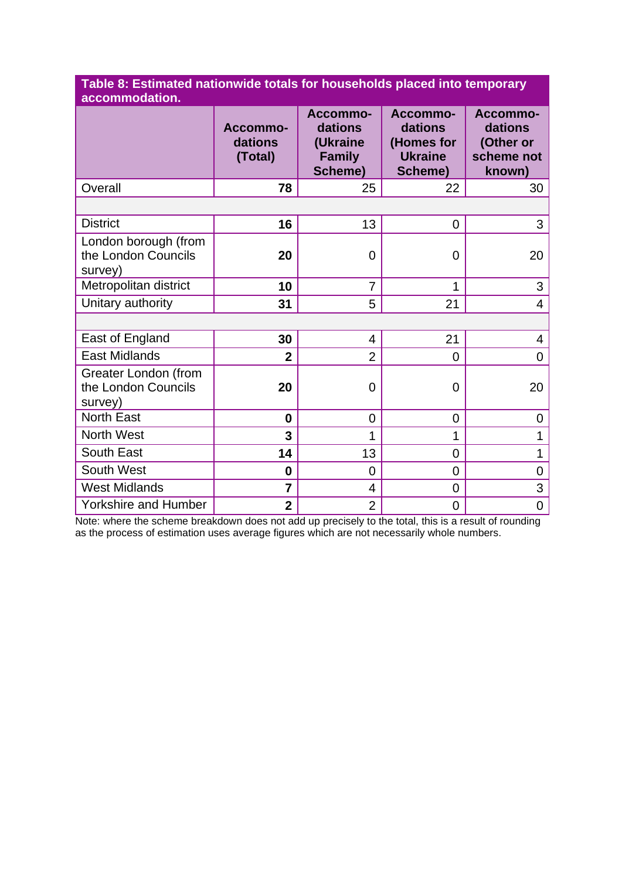**Table 8: Estimated nationwide totals for households placed into temporary accommodation.**

| | Accommodations (Total) | Accommodations (Ukraine Family Scheme) | Accommodations (Homes for Ukraine Scheme) | Accommodations (Other or scheme not known) |
|---|---|---|---|---|
| Overall | **78** | 25 | 22 | 30 |
| | | | | |
| District | **16** | 13 | 0 | 3 |
| London borough (from the London Councils survey) | **20** | 0 | 0 | 20 |
| Metropolitan district | **10** | 7 | 1 | 3 |
| Unitary authority | **31** | 5 | 21 | 4 |
| | | | | |
| East of England | **30** | 4 | 21 | 4 |
| East Midlands | **2** | 2 | 0 | 0 |
| Greater London (from the London Councils survey) | **20** | 0 | 0 | 20 |
| North East | **0** | 0 | 0 | 0 |
| North West | **3** | 1 | 1 | 1 |
| South East | **14** | 13 | 0 | 1 |
| South West | **0** | 0 | 0 | 0 |
| West Midlands | **7** | 4 | 0 | 3 |
| Yorkshire and Humber | **2** | 2 | 0 | 0 |

Note: where the scheme breakdown does not add up precisely to the total, this is a result of rounding as the process of estimation uses average figures which are not necessarily whole numbers.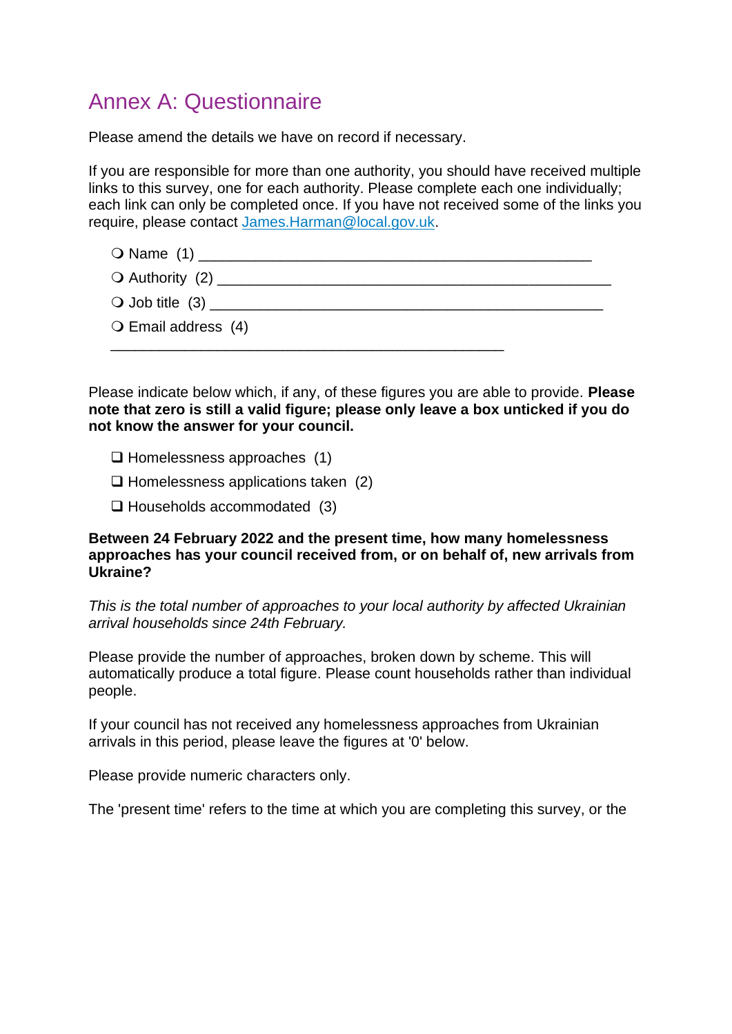# Annex A: Questionnaire

Please amend the details we have on record if necessary.

If you are responsible for more than one authority, you should have received multiple links to this survey, one for each authority. Please complete each one individually; each link can only be completed once. If you have not received some of the links you require, please contact James.Harman@local.gov.uk.

- ❍ Name (1) ________________________________________________
- ❍ Authority (2) ________________________________________________
- ❍ Job title (3) ________________________________________________
- ❍ Email address (4) ________________________________________________

Please indicate below which, if any, of these figures you are able to provide. **Please note that zero is still a valid figure; please only leave a box unticked if you do not know the answer for your council.**

- ❑ Homelessness approaches (1)
- ❑ Homelessness applications taken (2)
- ❑ Households accommodated (3)

**Between 24 February 2022 and the present time, how many homelessness approaches has your council received from, or on behalf of, new arrivals from Ukraine?**

*This is the total number of approaches to your local authority by affected Ukrainian arrival households since 24th February.*

Please provide the number of approaches, broken down by scheme. This will automatically produce a total figure. Please count households rather than individual people.

If your council has not received any homelessness approaches from Ukrainian arrivals in this period, please leave the figures at '0' below.

Please provide numeric characters only.

The 'present time' refers to the time at which you are completing this survey, or the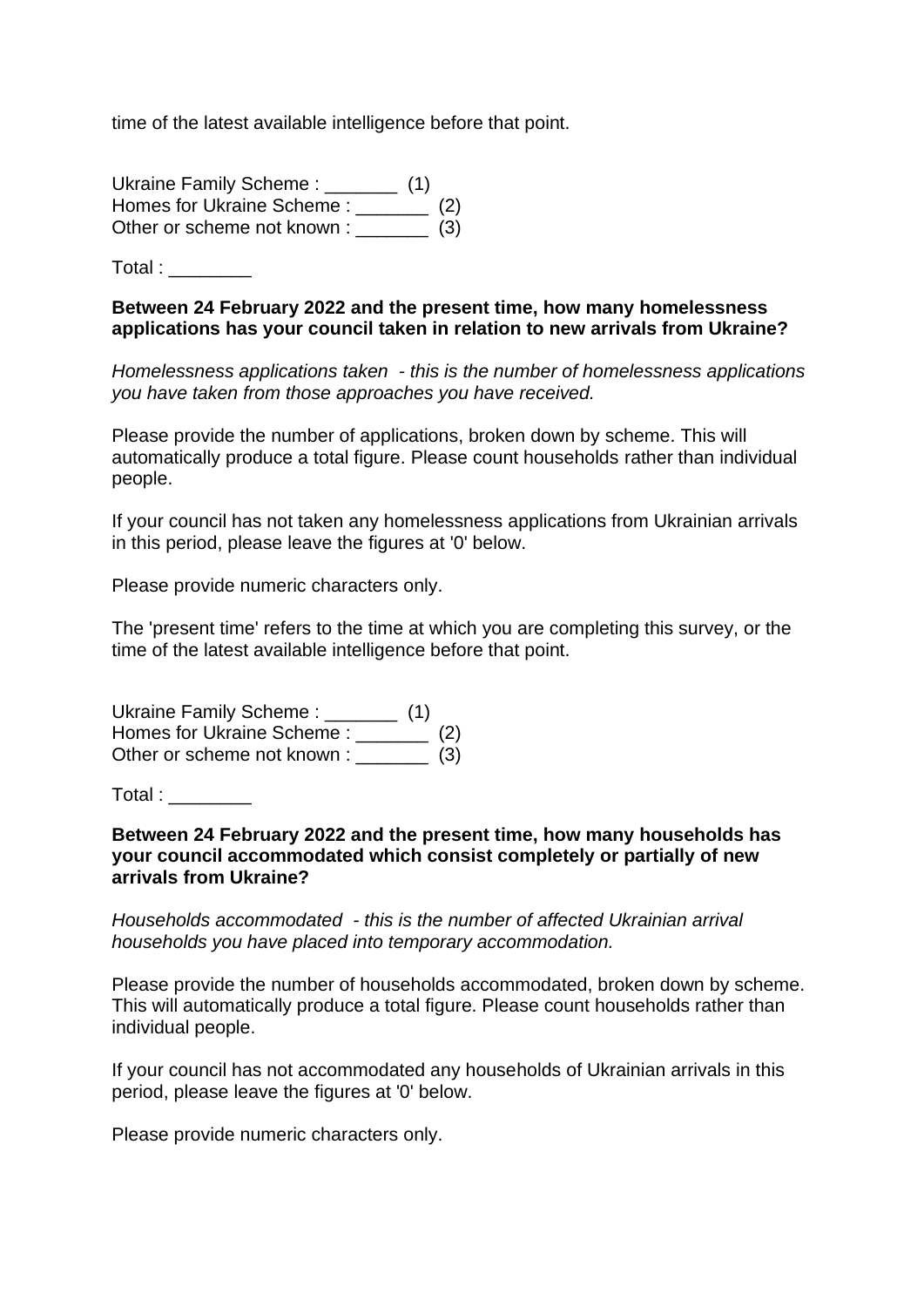time of the latest available intelligence before that point.

Ukraine Family Scheme : _______ (1)
Homes for Ukraine Scheme : _______ (2)
Other or scheme not known : _______ (3)

Total : ________

**Between 24 February 2022 and the present time, how many homelessness applications has your council taken in relation to new arrivals from Ukraine?**

*Homelessness applications taken - this is the number of homelessness applications you have taken from those approaches you have received.*

Please provide the number of applications, broken down by scheme. This will automatically produce a total figure. Please count households rather than individual people.

If your council has not taken any homelessness applications from Ukrainian arrivals in this period, please leave the figures at '0' below.

Please provide numeric characters only.

The 'present time' refers to the time at which you are completing this survey, or the time of the latest available intelligence before that point.

Ukraine Family Scheme : _______ (1)
Homes for Ukraine Scheme : _______ (2)
Other or scheme not known : _______ (3)

Total : ________

**Between 24 February 2022 and the present time, how many households has your council accommodated which consist completely or partially of new arrivals from Ukraine?**

*Households accommodated - this is the number of affected Ukrainian arrival households you have placed into temporary accommodation.*

Please provide the number of households accommodated, broken down by scheme. This will automatically produce a total figure. Please count households rather than individual people.

If your council has not accommodated any households of Ukrainian arrivals in this period, please leave the figures at '0' below.

Please provide numeric characters only.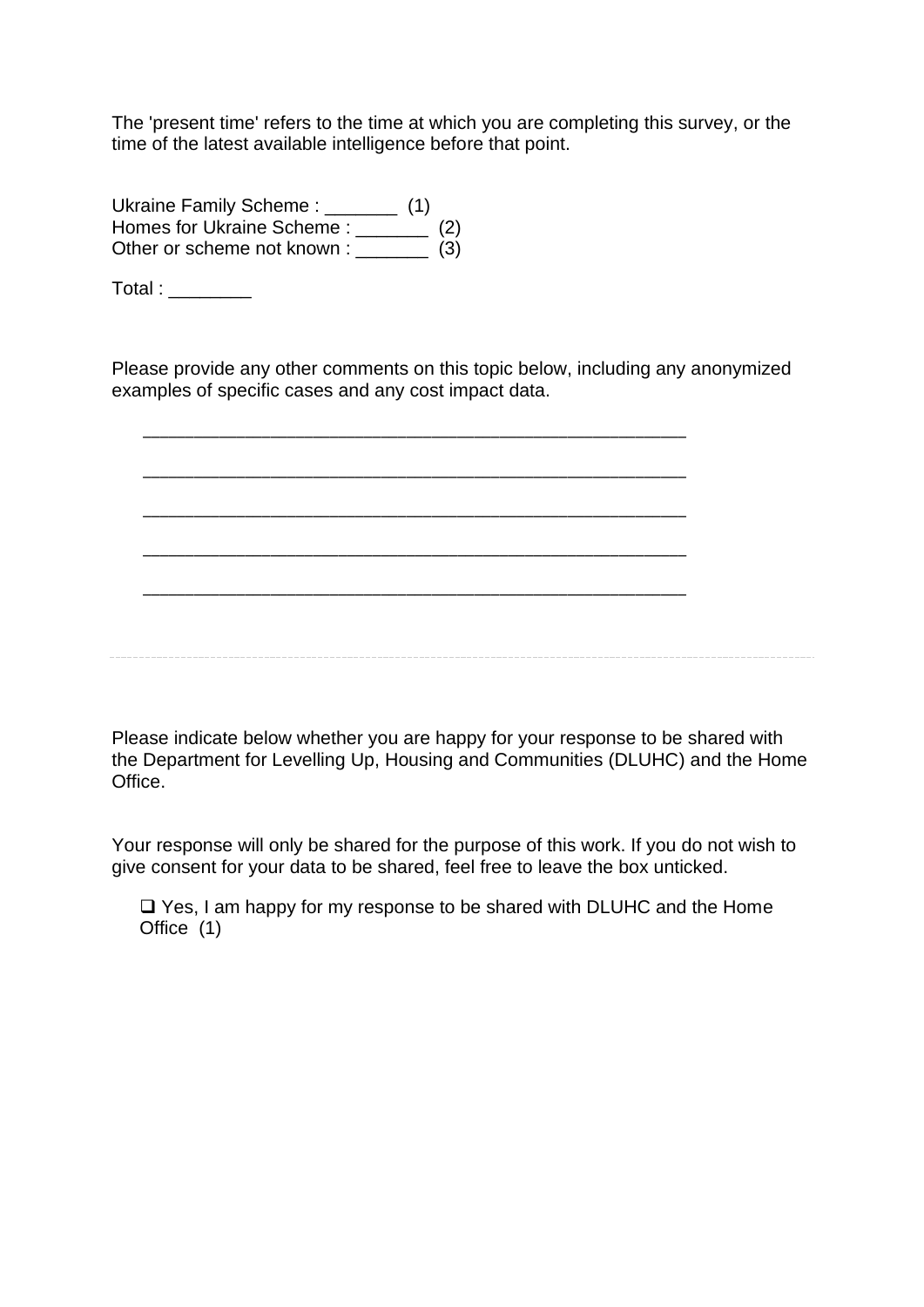The 'present time' refers to the time at which you are completing this survey, or the time of the latest available intelligence before that point.

Ukraine Family Scheme : _______ (1)
Homes for Ukraine Scheme : _______ (2)
Other or scheme not known : _______ (3)

Total : ________

Please provide any other comments on this topic below, including any anonymized examples of specific cases and any cost impact data.

________________________________________________________________

________________________________________________________________

________________________________________________________________

________________________________________________________________

________________________________________________________________

---

Please indicate below whether you are happy for your response to be shared with the Department for Levelling Up, Housing and Communities (DLUHC) and the Home Office.

Your response will only be shared for the purpose of this work. If you do not wish to give consent for your data to be shared, feel free to leave the box unticked.

- ☐ Yes, I am happy for my response to be shared with DLUHC and the Home Office (1)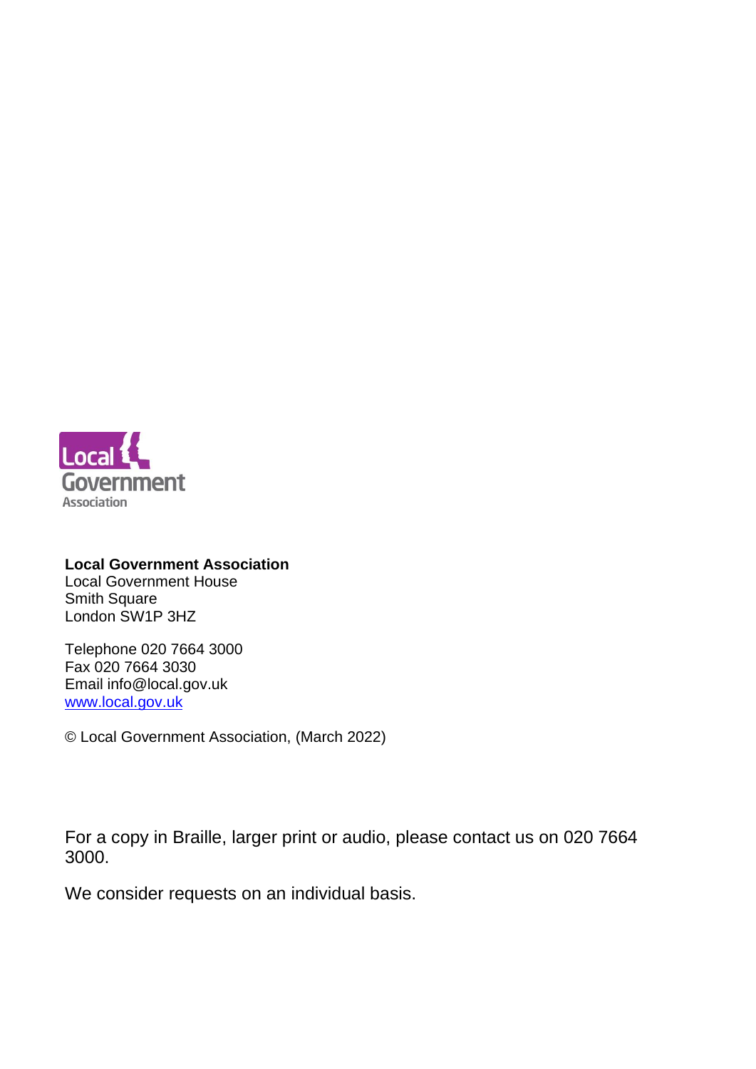**Local Government Association**
Local Government House
Smith Square
London SW1P 3HZ

Telephone 020 7664 3000
Fax 020 7664 3030
Email info@local.gov.uk
www.local.gov.uk

© Local Government Association, (March 2022)

For a copy in Braille, larger print or audio, please contact us on 020 7664 3000.

We consider requests on an individual basis.